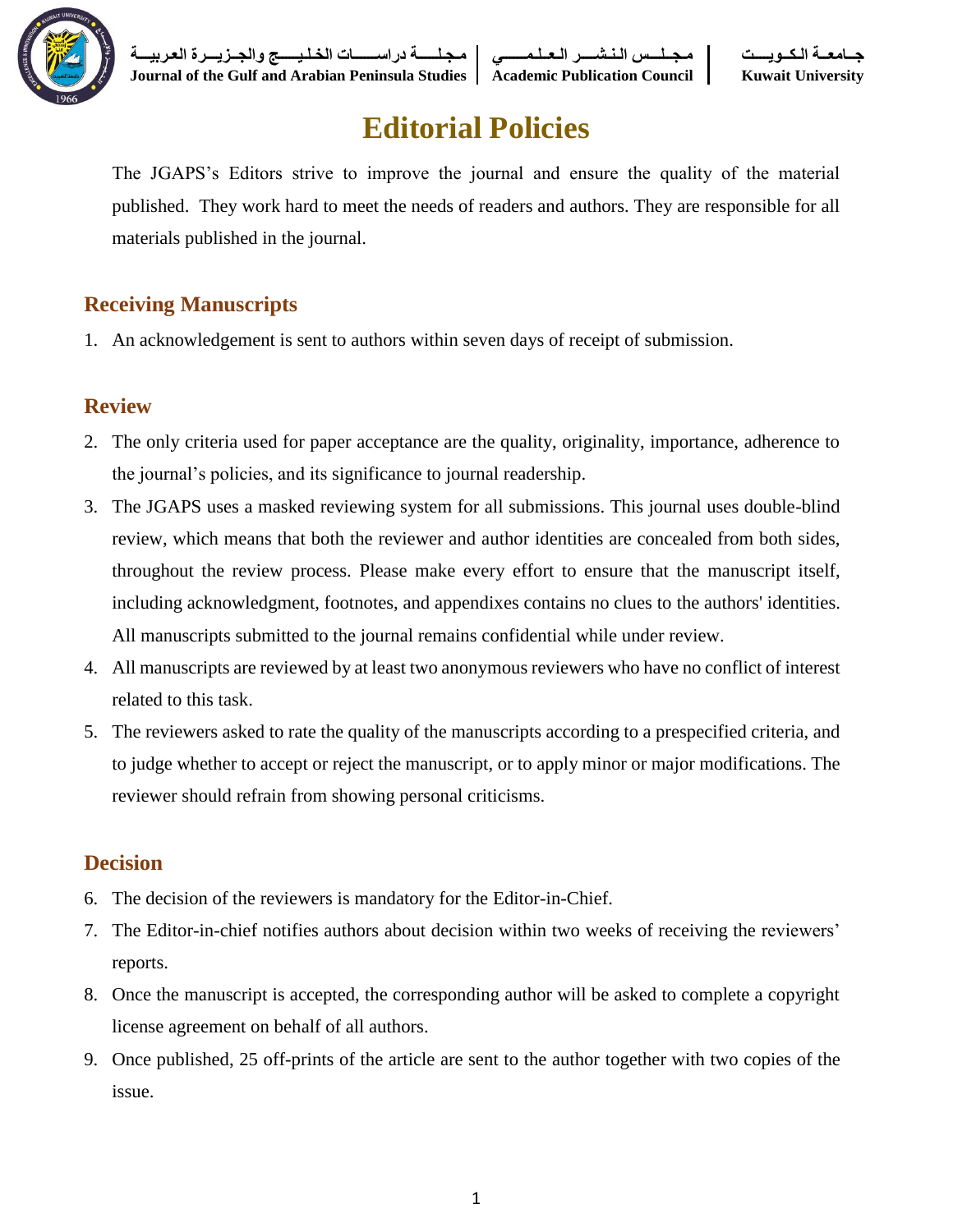# Editorial Policies

The JGAPS's Editors strive to improve the journal and ensure the quality of the material published. They work hard to meet the needs of readers and authors. They are responsible for all materials published in the journal.

## Receiving Manuscripts

1. An acknowledgement is sent to authors within seven days of receipt of submission.

## Review

2. The only criteria used for paper acceptance are the quality, originality, importance, adherence to the journal's policies, and its significance to journal readership.
3. The JGAPS uses a masked reviewing system for all submissions. This journal uses double-blind review, which means that both the reviewer and author identities are concealed from both sides, throughout the review process. Please make every effort to ensure that the manuscript itself, including acknowledgment, footnotes, and appendixes contains no clues to the authors' identities. All manuscripts submitted to the journal remains confidential while under review.
4. All manuscripts are reviewed by at least two anonymous reviewers who have no conflict of interest related to this task.
5. The reviewers asked to rate the quality of the manuscripts according to a prespecified criteria, and to judge whether to accept or reject the manuscript, or to apply minor or major modifications. The reviewer should refrain from showing personal criticisms.

## Decision

6. The decision of the reviewers is mandatory for the Editor-in-Chief.
7. The Editor-in-chief notifies authors about decision within two weeks of receiving the reviewers' reports.
8. Once the manuscript is accepted, the corresponding author will be asked to complete a copyright license agreement on behalf of all authors.
9. Once published, 25 off-prints of the article are sent to the author together with two copies of the issue.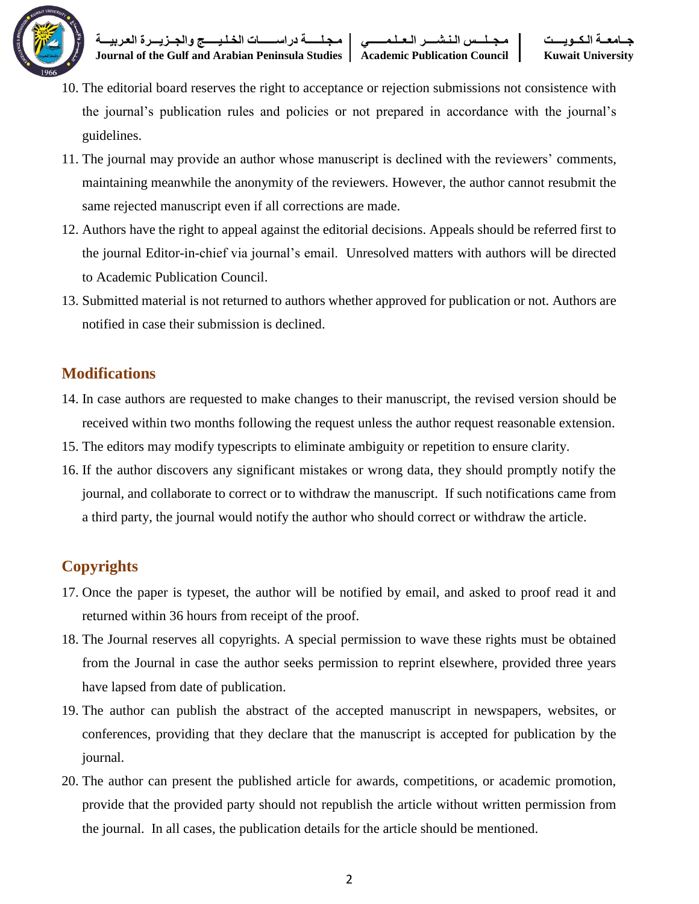10. The editorial board reserves the right to acceptance or rejection submissions not consistence with the journal's publication rules and policies or not prepared in accordance with the journal's guidelines.
11. The journal may provide an author whose manuscript is declined with the reviewers' comments, maintaining meanwhile the anonymity of the reviewers. However, the author cannot resubmit the same rejected manuscript even if all corrections are made.
12. Authors have the right to appeal against the editorial decisions. Appeals should be referred first to the journal Editor-in-chief via journal's email. Unresolved matters with authors will be directed to Academic Publication Council.
13. Submitted material is not returned to authors whether approved for publication or not. Authors are notified in case their submission is declined.

## Modifications

14. In case authors are requested to make changes to their manuscript, the revised version should be received within two months following the request unless the author request reasonable extension.
15. The editors may modify typescripts to eliminate ambiguity or repetition to ensure clarity.
16. If the author discovers any significant mistakes or wrong data, they should promptly notify the journal, and collaborate to correct or to withdraw the manuscript. If such notifications came from a third party, the journal would notify the author who should correct or withdraw the article.

## Copyrights

17. Once the paper is typeset, the author will be notified by email, and asked to proof read it and returned within 36 hours from receipt of the proof.
18. The Journal reserves all copyrights. A special permission to wave these rights must be obtained from the Journal in case the author seeks permission to reprint elsewhere, provided three years have lapsed from date of publication.
19. The author can publish the abstract of the accepted manuscript in newspapers, websites, or conferences, providing that they declare that the manuscript is accepted for publication by the journal.
20. The author can present the published article for awards, competitions, or academic promotion, provide that the provided party should not republish the article without written permission from the journal. In all cases, the publication details for the article should be mentioned.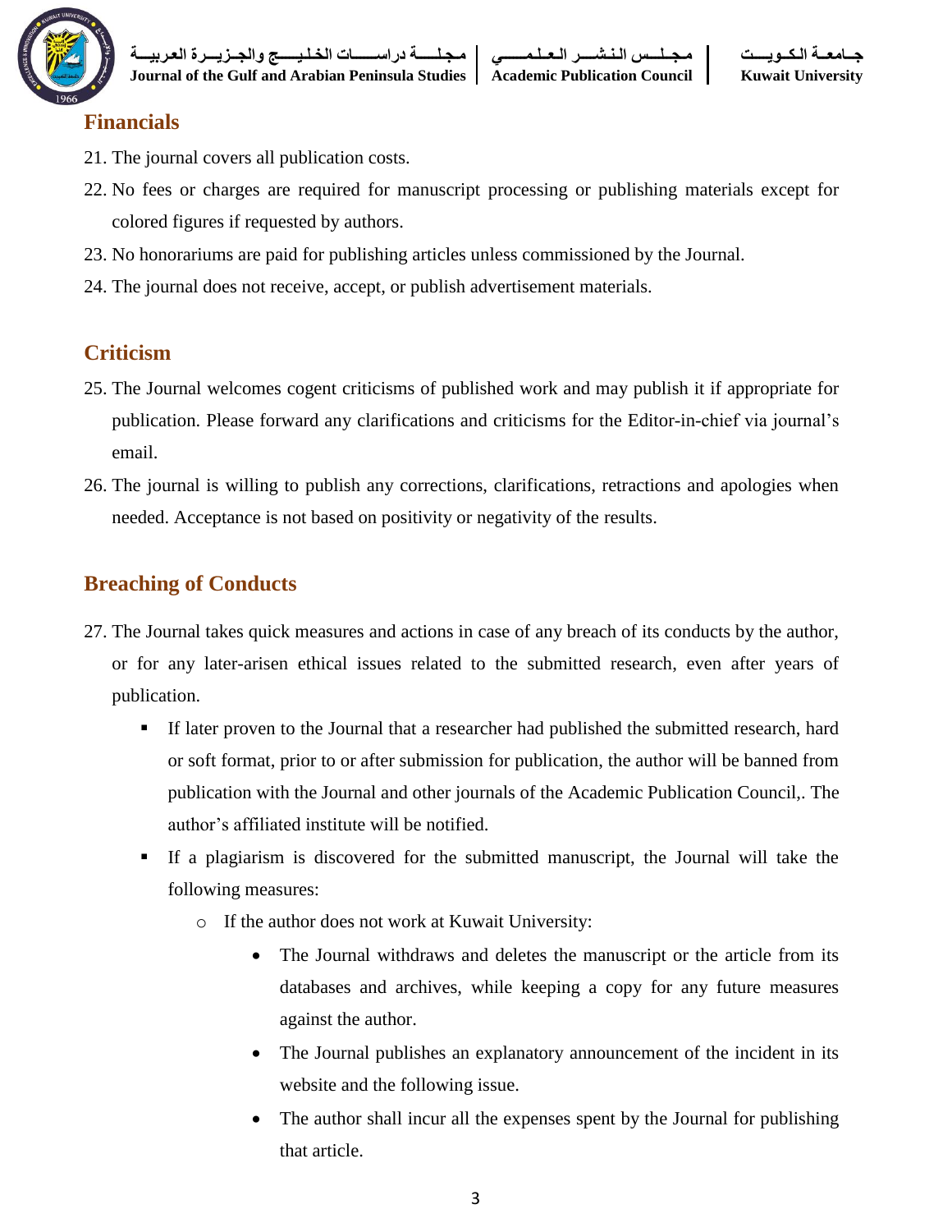## Financials

21. The journal covers all publication costs.
22. No fees or charges are required for manuscript processing or publishing materials except for colored figures if requested by authors.
23. No honorariums are paid for publishing articles unless commissioned by the Journal.
24. The journal does not receive, accept, or publish advertisement materials.

## Criticism

25. The Journal welcomes cogent criticisms of published work and may publish it if appropriate for publication. Please forward any clarifications and criticisms for the Editor-in-chief via journal's email.
26. The journal is willing to publish any corrections, clarifications, retractions and apologies when needed. Acceptance is not based on positivity or negativity of the results.

## Breaching of Conducts

27. The Journal takes quick measures and actions in case of any breach of its conducts by the author, or for any later-arisen ethical issues related to the submitted research, even after years of publication.
    - If later proven to the Journal that a researcher had published the submitted research, hard or soft format, prior to or after submission for publication, the author will be banned from publication with the Journal and other journals of the Academic Publication Council,. The author's affiliated institute will be notified.
    - If a plagiarism is discovered for the submitted manuscript, the Journal will take the following measures:
        - If the author does not work at Kuwait University:
            - The Journal withdraws and deletes the manuscript or the article from its databases and archives, while keeping a copy for any future measures against the author.
            - The Journal publishes an explanatory announcement of the incident in its website and the following issue.
            - The author shall incur all the expenses spent by the Journal for publishing that article.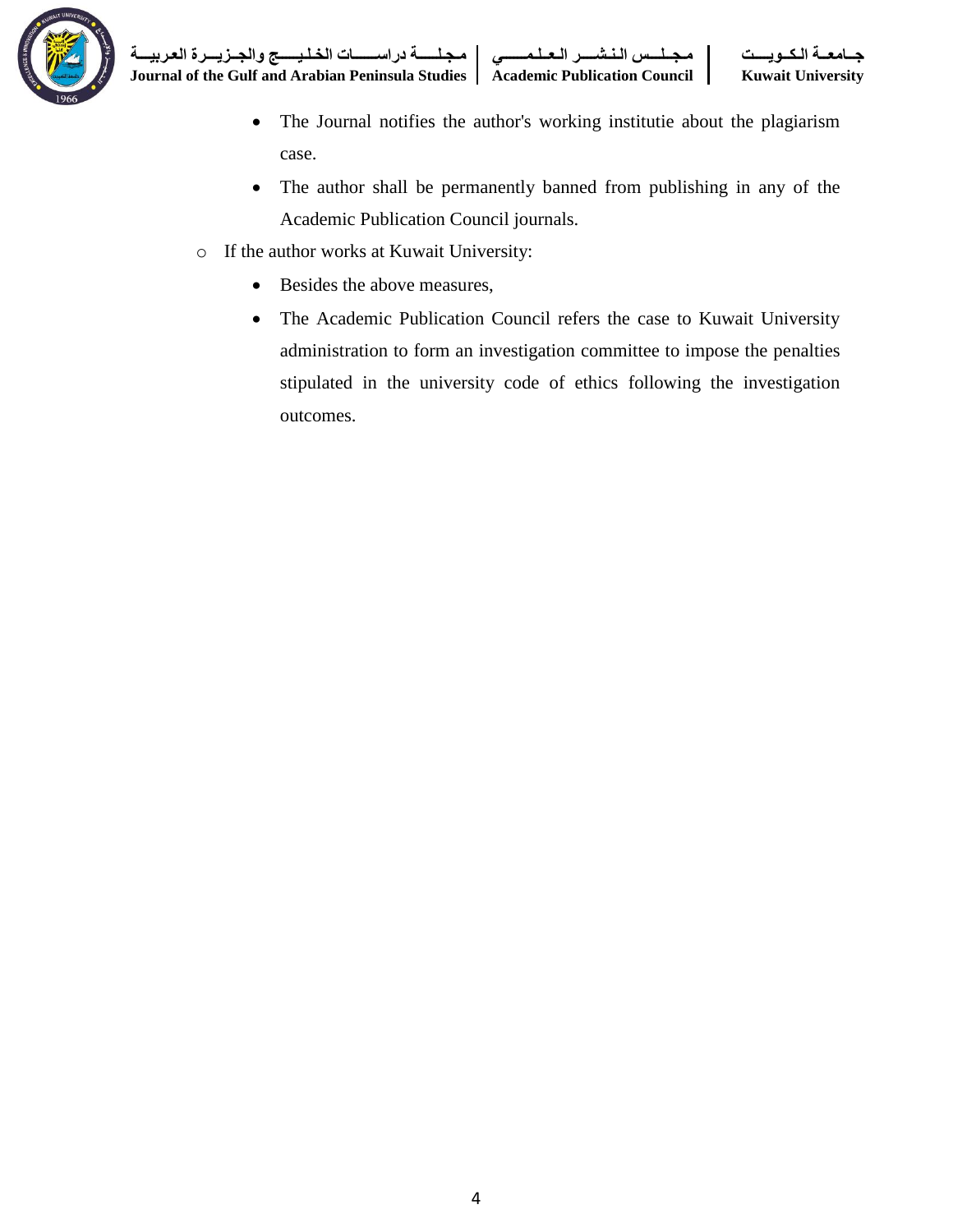- The Journal notifies the author's working institutie about the plagiarism case.
- The author shall be permanently banned from publishing in any of the Academic Publication Council journals.

- If the author works at Kuwait University:
  - Besides the above measures,
  - The Academic Publication Council refers the case to Kuwait University administration to form an investigation committee to impose the penalties stipulated in the university code of ethics following the investigation outcomes.